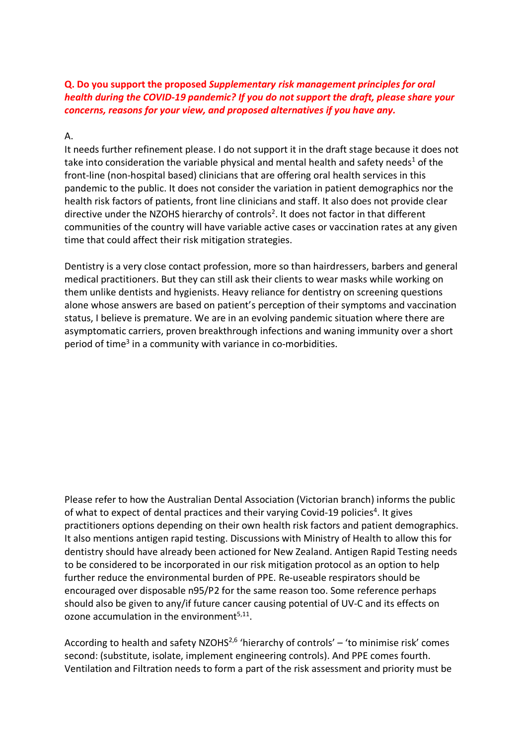**Q. Do you support the proposed *Supplementary risk management principles for oral health during the COVID-19 pandemic? If you do not support the draft, please share your concerns, reasons for your view, and proposed alternatives if you have any.***

A.

It needs further refinement please. I do not support it in the draft stage because it does not take into consideration the variable physical and mental health and safety needs[1] of the front-line (non-hospital based) clinicians that are offering oral health services in this pandemic to the public. It does not consider the variation in patient demographics nor the health risk factors of patients, front line clinicians and staff. It also does not provide clear directive under the NZOHS hierarchy of controls[2]. It does not factor in that different communities of the country will have variable active cases or vaccination rates at any given time that could affect their risk mitigation strategies.

Dentistry is a very close contact profession, more so than hairdressers, barbers and general medical practitioners. But they can still ask their clients to wear masks while working on them unlike dentists and hygienists. Heavy reliance for dentistry on screening questions alone whose answers are based on patient's perception of their symptoms and vaccination status, I believe is premature. We are in an evolving pandemic situation where there are asymptomatic carriers, proven breakthrough infections and waning immunity over a short period of time[3] in a community with variance in co-morbidities.

Please refer to how the Australian Dental Association (Victorian branch) informs the public of what to expect of dental practices and their varying Covid-19 policies[4]. It gives practitioners options depending on their own health risk factors and patient demographics. It also mentions antigen rapid testing. Discussions with Ministry of Health to allow this for dentistry should have already been actioned for New Zealand. Antigen Rapid Testing needs to be considered to be incorporated in our risk mitigation protocol as an option to help further reduce the environmental burden of PPE. Re-useable respirators should be encouraged over disposable n95/P2 for the same reason too. Some reference perhaps should also be given to any/if future cancer causing potential of UV-C and its effects on ozone accumulation in the environment[5,11].

According to health and safety NZOHS[2,6] 'hierarchy of controls' – 'to minimise risk' comes second: (substitute, isolate, implement engineering controls). And PPE comes fourth. Ventilation and Filtration needs to form a part of the risk assessment and priority must be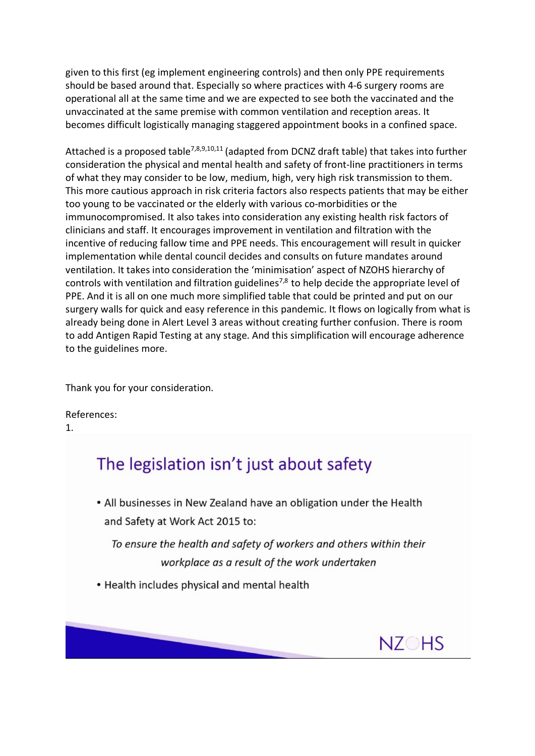given to this first (eg implement engineering controls) and then only PPE requirements should be based around that. Especially so where practices with 4-6 surgery rooms are operational all at the same time and we are expected to see both the vaccinated and the unvaccinated at the same premise with common ventilation and reception areas. It becomes difficult logistically managing staggered appointment books in a confined space.

Attached is a proposed table[7,8,9,10,11] (adapted from DCNZ draft table) that takes into further consideration the physical and mental health and safety of front-line practitioners in terms of what they may consider to be low, medium, high, very high risk transmission to them. This more cautious approach in risk criteria factors also respects patients that may be either too young to be vaccinated or the elderly with various co-morbidities or the immunocompromised. It also takes into consideration any existing health risk factors of clinicians and staff. It encourages improvement in ventilation and filtration with the incentive of reducing fallow time and PPE needs. This encouragement will result in quicker implementation while dental council decides and consults on future mandates around ventilation. It takes into consideration the 'minimisation' aspect of NZOHS hierarchy of controls with ventilation and filtration guidelines[7,8] to help decide the appropriate level of PPE. And it is all on one much more simplified table that could be printed and put on our surgery walls for quick and easy reference in this pandemic. It flows on logically from what is already being done in Alert Level 3 areas without creating further confusion. There is room to add Antigen Rapid Testing at any stage. And this simplification will encourage adherence to the guidelines more.

Thank you for your consideration.

References:

1.

## The legislation isn't just about safety

- All businesses in New Zealand have an obligation under the Health and Safety at Work Act 2015 to:

  *To ensure the health and safety of workers and others within their workplace as a result of the work undertaken*

- Health includes physical and mental health

NZOHS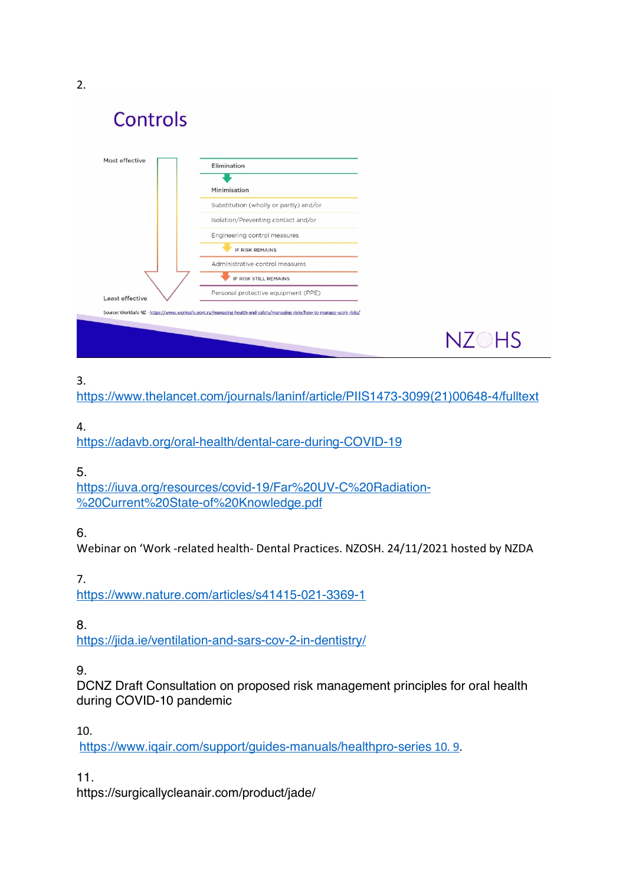2.

## Controls

Most effective

Least effective

- Elimination
- Minimisation
  - Substitution (wholly or partly) and/or
  - Isolation/Preventing contact and/or
  - Engineering control measures
- IF RISK REMAINS
- Administrative control measures
- IF RISK STILL REMAINS
- Personal protective equipment (PPE)

Source: WorkSafe NZ - https://www.worksafe.govt.nz/managing-health-and-safety/managing-risks/how-to-manage-work-risks/

NZOHS

3.
https://www.thelancet.com/journals/laninf/article/PIIS1473-3099(21)00648-4/fulltext

4.
https://adavb.org/oral-health/dental-care-during-COVID-19

5.
https://iuva.org/resources/covid-19/Far%20UV-C%20Radiation-%20Current%20State-of%20Knowledge.pdf

6.
Webinar on 'Work -related health- Dental Practices. NZOSH. 24/11/2021 hosted by NZDA

7.
https://www.nature.com/articles/s41415-021-3369-1

8.
https://jida.ie/ventilation-and-sars-cov-2-in-dentistry/

9.
DCNZ Draft Consultation on proposed risk management principles for oral health during COVID-10 pandemic

10.
https://www.iqair.com/support/guides-manuals/healthpro-series 10. 9.

11.
https://surgicallycleanair.com/product/jade/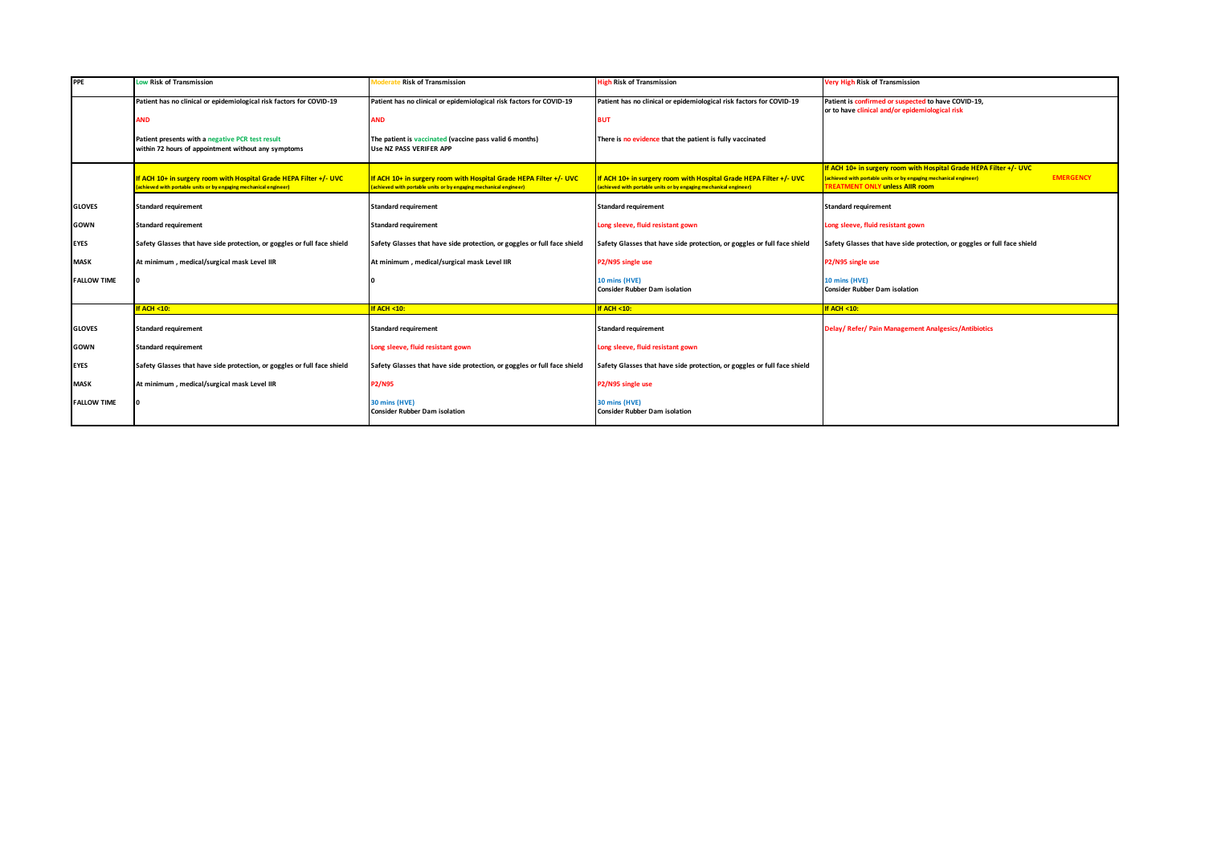| PPE | Low Risk of Transmission | Moderate Risk of Transmission | High Risk of Transmission | Very High Risk of Transmission |
|---|---|---|---|---|
| | Patient has no clinical or epidemiological risk factors for COVID-19<br><br>AND<br><br>Patient presents with a negative PCR test result within 72 hours of appointment without any symptoms | Patient has no clinical or epidemiological risk factors for COVID-19<br><br>AND<br><br>The patient is vaccinated (vaccine pass valid 6 months)<br>Use NZ PASS VERIFER APP | Patient has no clinical or epidemiological risk factors for COVID-19<br><br>BUT<br><br>There is no evidence that the patient is fully vaccinated | Patient is confirmed or suspected to have COVID-19, or to have clinical and/or epidemiological risk |
| | If ACH 10+ in surgery room with Hospital Grade HEPA Filter +/- UVC<br>(achieved with portable units or by engaging mechanical engineer) | If ACH 10+ in surgery room with Hospital Grade HEPA Filter +/- UVC<br>(achieved with portable units or by engaging mechanical engineer) | If ACH 10+ in surgery room with Hospital Grade HEPA Filter +/- UVC<br>(achieved with portable units or by engaging mechanical engineer) | If ACH 10+ in surgery room with Hospital Grade HEPA Filter +/- UVC<br>(achieved with portable units or by engaging mechanical engineer) EMERGENCY TREATMENT ONLY unless AIIR room |
| GLOVES | Standard requirement | Standard requirement | Standard requirement | Standard requirement |
| GOWN | Standard requirement | Standard requirement | Long sleeve, fluid resistant gown | Long sleeve, fluid resistant gown |
| EYES | Safety Glasses that have side protection, or goggles or full face shield | Safety Glasses that have side protection, or goggles or full face shield | Safety Glasses that have side protection, or goggles or full face shield | Safety Glasses that have side protection, or goggles or full face shield |
| MASK | At minimum , medical/surgical mask Level IIR | At minimum , medical/surgical mask Level IIR | P2/N95 single use | P2/N95 single use |
| FALLOW TIME | 0 | 0 | 10 mins (HVE)<br>Consider Rubber Dam isolation | 10 mins (HVE)<br>Consider Rubber Dam isolation |
| | If ACH <10: | If ACH <10: | If ACH <10: | If ACH <10: |
| GLOVES | Standard requirement | Standard requirement | Standard requirement | Delay/ Refer/ Pain Management Analgesics/Antibiotics |
| GOWN | Standard requirement | Long sleeve, fluid resistant gown | Long sleeve, fluid resistant gown | |
| EYES | Safety Glasses that have side protection, or goggles or full face shield | Safety Glasses that have side protection, or goggles or full face shield | Safety Glasses that have side protection, or goggles or full face shield | |
| MASK | At minimum , medical/surgical mask Level IIR | P2/N95 | P2/N95 single use | |
| FALLOW TIME | 0 | 30 mins (HVE)<br>Consider Rubber Dam isolation | 30 mins (HVE)<br>Consider Rubber Dam isolation | |